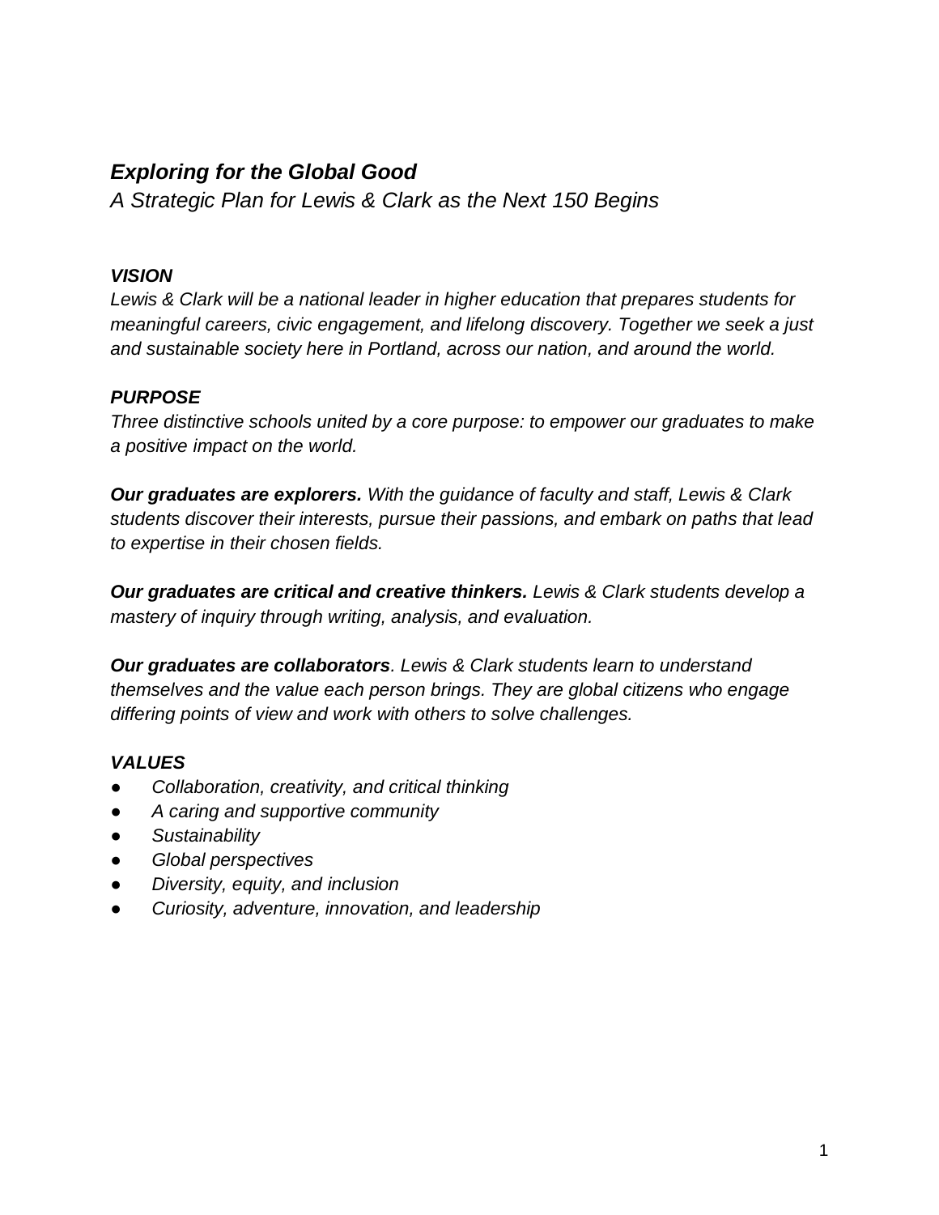# ***Exploring for the Global Good***

*A Strategic Plan for Lewis & Clark as the Next 150 Begins*

## ***VISION***

*Lewis & Clark will be a national leader in higher education that prepares students for meaningful careers, civic engagement, and lifelong discovery. Together we seek a just and sustainable society here in Portland, across our nation, and around the world.*

## ***PURPOSE***

*Three distinctive schools united by a core purpose: to empower our graduates to make a positive impact on the world.*

***Our graduates are explorers.*** *With the guidance of faculty and staff, Lewis & Clark students discover their interests, pursue their passions, and embark on paths that lead to expertise in their chosen fields.*

***Our graduates are critical and creative thinkers.*** *Lewis & Clark students develop a mastery of inquiry through writing, analysis, and evaluation.*

***Our graduates are collaborators****. Lewis & Clark students learn to understand themselves and the value each person brings. They are global citizens who engage differing points of view and work with others to solve challenges.*

## ***VALUES***

- *Collaboration, creativity, and critical thinking*
- *A caring and supportive community*
- *Sustainability*
- *Global perspectives*
- *Diversity, equity, and inclusion*
- *Curiosity, adventure, innovation, and leadership*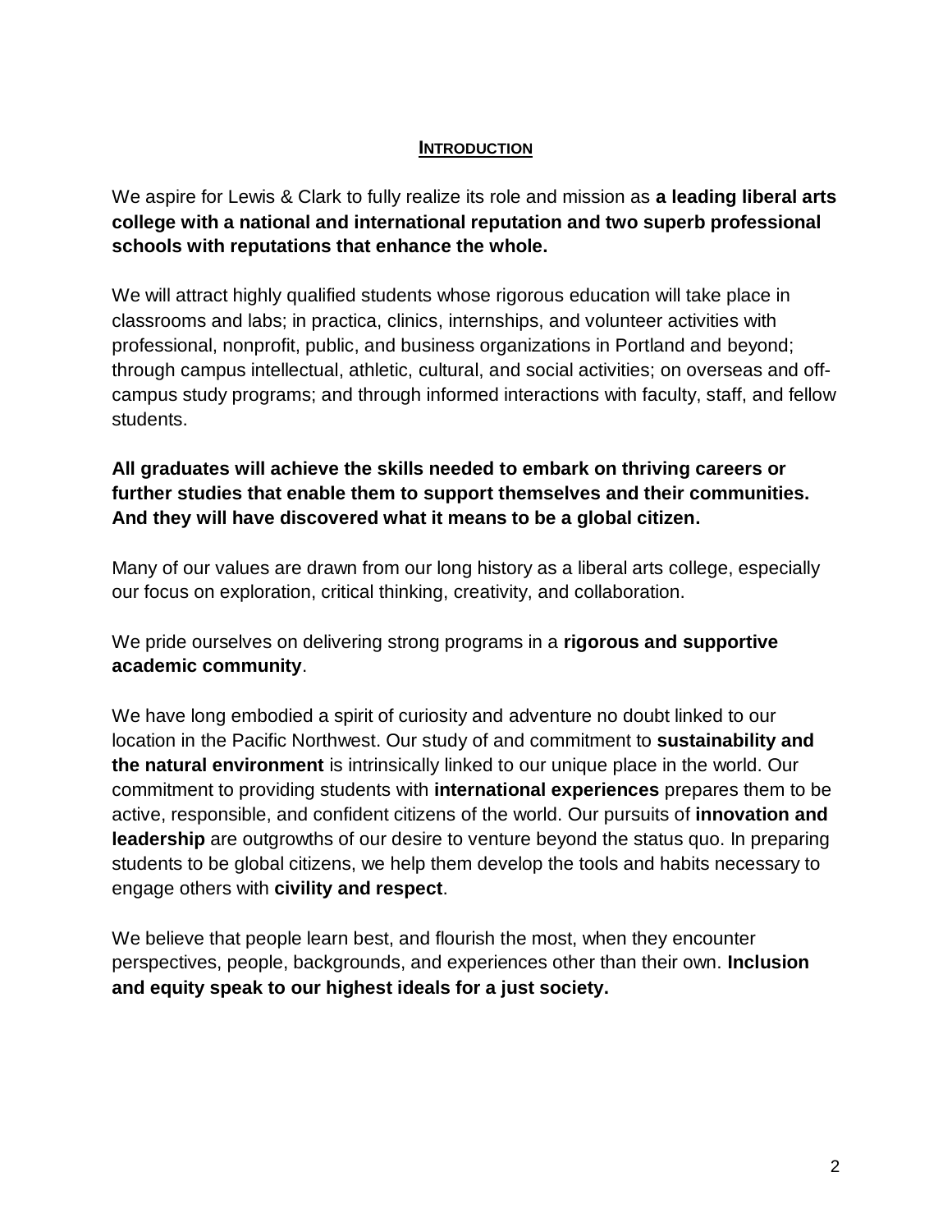## INTRODUCTION

We aspire for Lewis & Clark to fully realize its role and mission as **a leading liberal arts college with a national and international reputation and two superb professional schools with reputations that enhance the whole.**

We will attract highly qualified students whose rigorous education will take place in classrooms and labs; in practica, clinics, internships, and volunteer activities with professional, nonprofit, public, and business organizations in Portland and beyond; through campus intellectual, athletic, cultural, and social activities; on overseas and off-campus study programs; and through informed interactions with faculty, staff, and fellow students.

**All graduates will achieve the skills needed to embark on thriving careers or further studies that enable them to support themselves and their communities. And they will have discovered what it means to be a global citizen.**

Many of our values are drawn from our long history as a liberal arts college, especially our focus on exploration, critical thinking, creativity, and collaboration.

We pride ourselves on delivering strong programs in a **rigorous and supportive academic community**.

We have long embodied a spirit of curiosity and adventure no doubt linked to our location in the Pacific Northwest. Our study of and commitment to **sustainability and the natural environment** is intrinsically linked to our unique place in the world. Our commitment to providing students with **international experiences** prepares them to be active, responsible, and confident citizens of the world. Our pursuits of **innovation and leadership** are outgrowths of our desire to venture beyond the status quo. In preparing students to be global citizens, we help them develop the tools and habits necessary to engage others with **civility and respect**.

We believe that people learn best, and flourish the most, when they encounter perspectives, people, backgrounds, and experiences other than their own. **Inclusion and equity speak to our highest ideals for a just society.**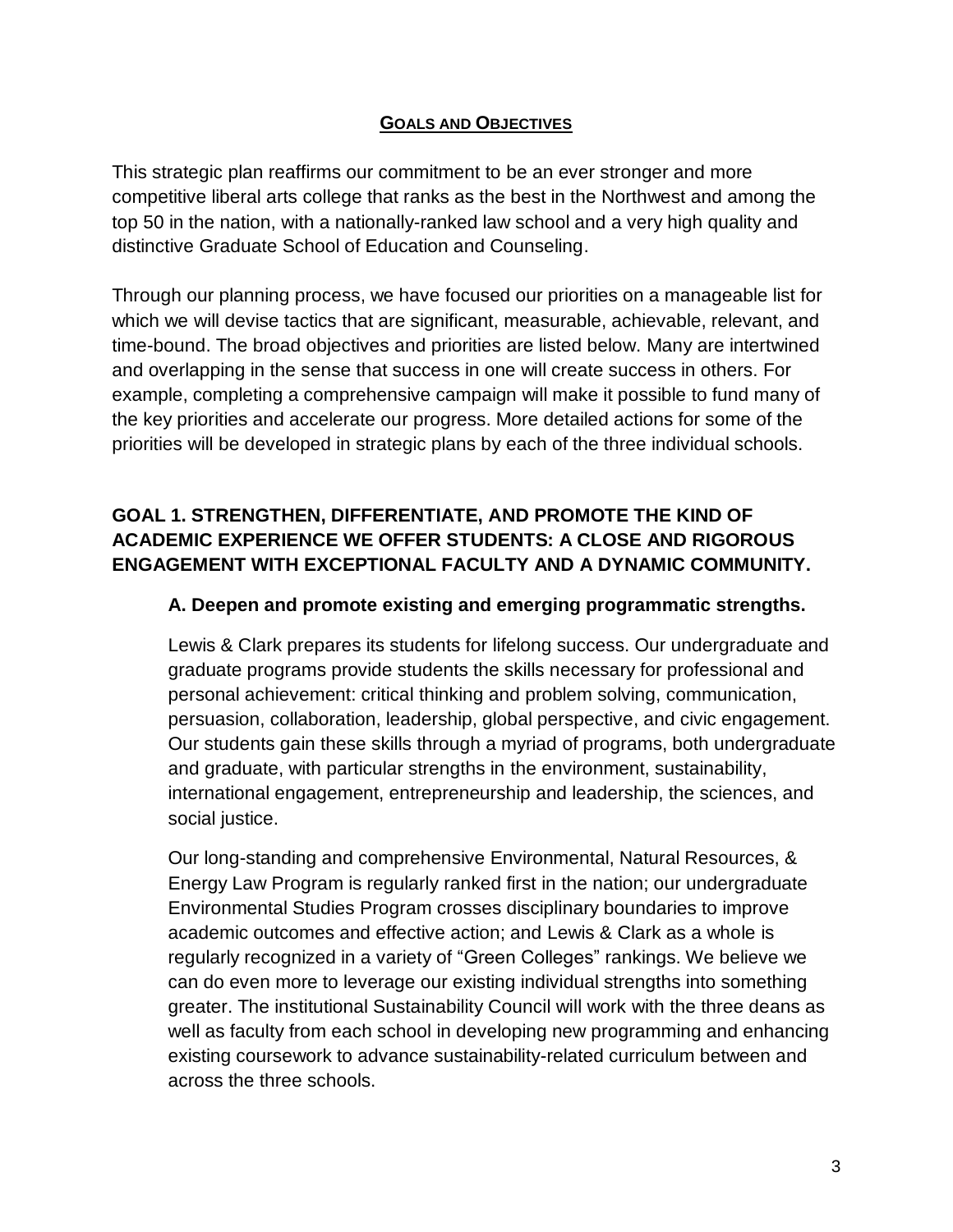## GOALS AND OBJECTIVES

This strategic plan reaffirms our commitment to be an ever stronger and more competitive liberal arts college that ranks as the best in the Northwest and among the top 50 in the nation, with a nationally-ranked law school and a very high quality and distinctive Graduate School of Education and Counseling.

Through our planning process, we have focused our priorities on a manageable list for which we will devise tactics that are significant, measurable, achievable, relevant, and time-bound. The broad objectives and priorities are listed below. Many are intertwined and overlapping in the sense that success in one will create success in others. For example, completing a comprehensive campaign will make it possible to fund many of the key priorities and accelerate our progress. More detailed actions for some of the priorities will be developed in strategic plans by each of the three individual schools.

### GOAL 1. STRENGTHEN, DIFFERENTIATE, AND PROMOTE THE KIND OF ACADEMIC EXPERIENCE WE OFFER STUDENTS: A CLOSE AND RIGOROUS ENGAGEMENT WITH EXCEPTIONAL FACULTY AND A DYNAMIC COMMUNITY.

#### A. Deepen and promote existing and emerging programmatic strengths.

Lewis & Clark prepares its students for lifelong success. Our undergraduate and graduate programs provide students the skills necessary for professional and personal achievement: critical thinking and problem solving, communication, persuasion, collaboration, leadership, global perspective, and civic engagement. Our students gain these skills through a myriad of programs, both undergraduate and graduate, with particular strengths in the environment, sustainability, international engagement, entrepreneurship and leadership, the sciences, and social justice.

Our long-standing and comprehensive Environmental, Natural Resources, & Energy Law Program is regularly ranked first in the nation; our undergraduate Environmental Studies Program crosses disciplinary boundaries to improve academic outcomes and effective action; and Lewis & Clark as a whole is regularly recognized in a variety of "Green Colleges" rankings. We believe we can do even more to leverage our existing individual strengths into something greater. The institutional Sustainability Council will work with the three deans as well as faculty from each school in developing new programming and enhancing existing coursework to advance sustainability-related curriculum between and across the three schools.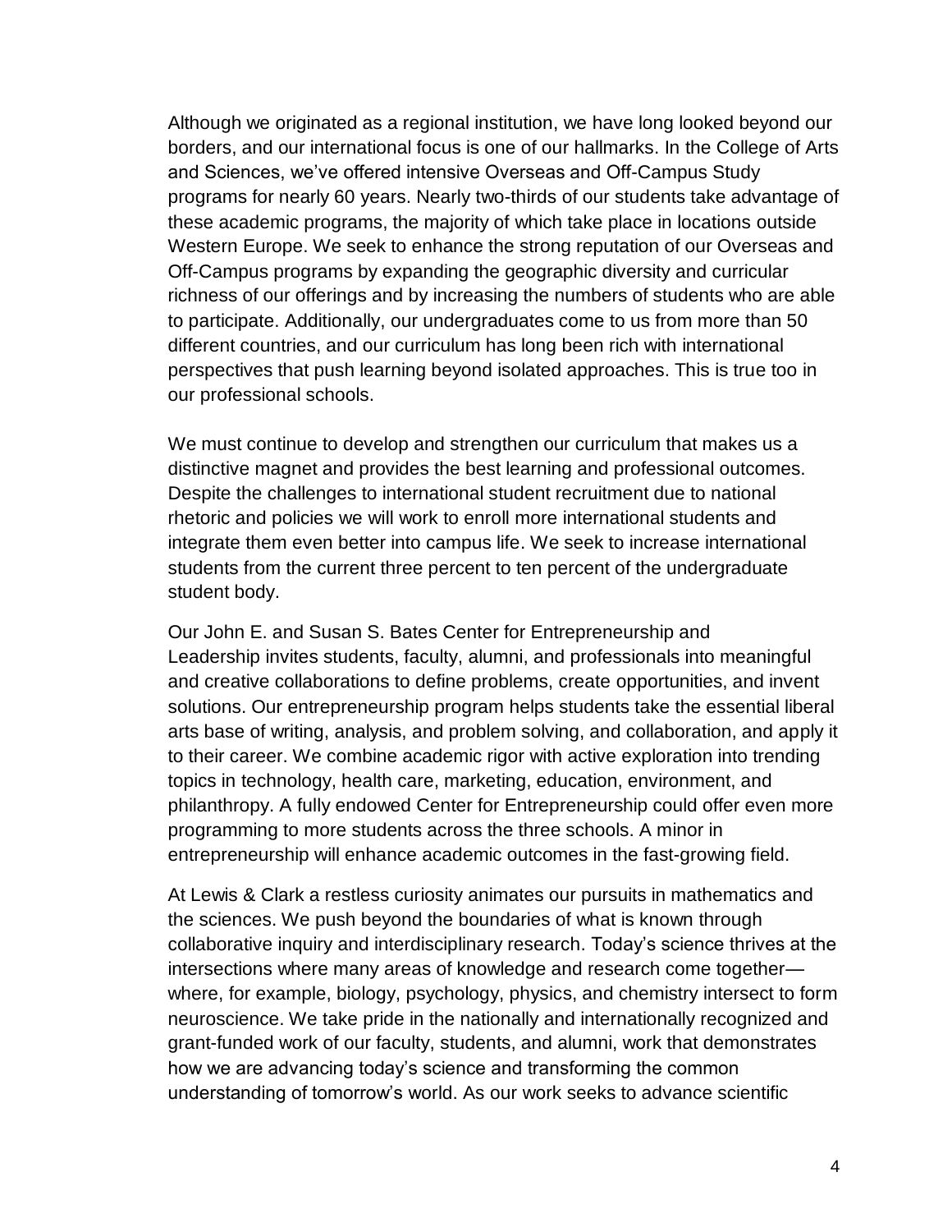Although we originated as a regional institution, we have long looked beyond our borders, and our international focus is one of our hallmarks. In the College of Arts and Sciences, we've offered intensive Overseas and Off-Campus Study programs for nearly 60 years. Nearly two-thirds of our students take advantage of these academic programs, the majority of which take place in locations outside Western Europe. We seek to enhance the strong reputation of our Overseas and Off-Campus programs by expanding the geographic diversity and curricular richness of our offerings and by increasing the numbers of students who are able to participate. Additionally, our undergraduates come to us from more than 50 different countries, and our curriculum has long been rich with international perspectives that push learning beyond isolated approaches. This is true too in our professional schools.

We must continue to develop and strengthen our curriculum that makes us a distinctive magnet and provides the best learning and professional outcomes. Despite the challenges to international student recruitment due to national rhetoric and policies we will work to enroll more international students and integrate them even better into campus life. We seek to increase international students from the current three percent to ten percent of the undergraduate student body.

Our John E. and Susan S. Bates Center for Entrepreneurship and Leadership invites students, faculty, alumni, and professionals into meaningful and creative collaborations to define problems, create opportunities, and invent solutions. Our entrepreneurship program helps students take the essential liberal arts base of writing, analysis, and problem solving, and collaboration, and apply it to their career. We combine academic rigor with active exploration into trending topics in technology, health care, marketing, education, environment, and philanthropy. A fully endowed Center for Entrepreneurship could offer even more programming to more students across the three schools. A minor in entrepreneurship will enhance academic outcomes in the fast-growing field.

At Lewis & Clark a restless curiosity animates our pursuits in mathematics and the sciences. We push beyond the boundaries of what is known through collaborative inquiry and interdisciplinary research. Today's science thrives at the intersections where many areas of knowledge and research come together—where, for example, biology, psychology, physics, and chemistry intersect to form neuroscience. We take pride in the nationally and internationally recognized and grant-funded work of our faculty, students, and alumni, work that demonstrates how we are advancing today's science and transforming the common understanding of tomorrow's world. As our work seeks to advance scientific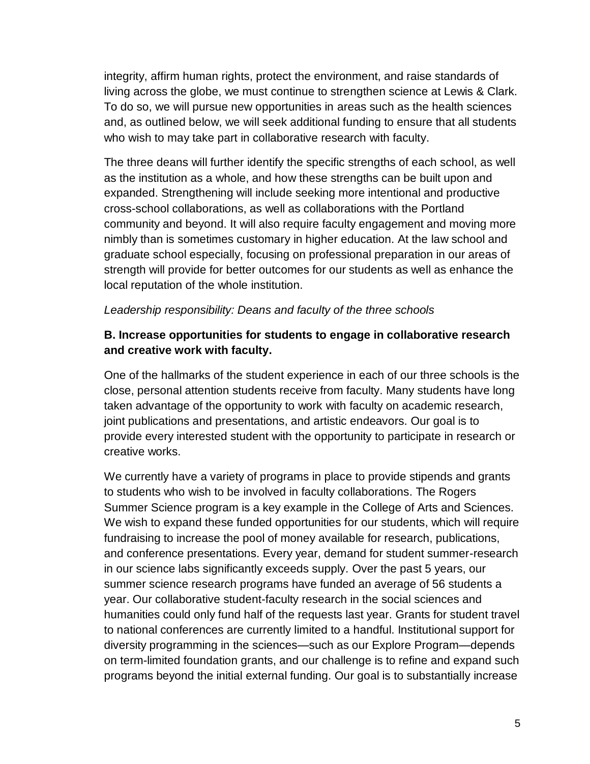integrity, affirm human rights, protect the environment, and raise standards of living across the globe, we must continue to strengthen science at Lewis & Clark. To do so, we will pursue new opportunities in areas such as the health sciences and, as outlined below, we will seek additional funding to ensure that all students who wish to may take part in collaborative research with faculty.

The three deans will further identify the specific strengths of each school, as well as the institution as a whole, and how these strengths can be built upon and expanded. Strengthening will include seeking more intentional and productive cross-school collaborations, as well as collaborations with the Portland community and beyond. It will also require faculty engagement and moving more nimbly than is sometimes customary in higher education. At the law school and graduate school especially, focusing on professional preparation in our areas of strength will provide for better outcomes for our students as well as enhance the local reputation of the whole institution.

*Leadership responsibility: Deans and faculty of the three schools*

**B. Increase opportunities for students to engage in collaborative research and creative work with faculty.**

One of the hallmarks of the student experience in each of our three schools is the close, personal attention students receive from faculty. Many students have long taken advantage of the opportunity to work with faculty on academic research, joint publications and presentations, and artistic endeavors. Our goal is to provide every interested student with the opportunity to participate in research or creative works.

We currently have a variety of programs in place to provide stipends and grants to students who wish to be involved in faculty collaborations. The Rogers Summer Science program is a key example in the College of Arts and Sciences. We wish to expand these funded opportunities for our students, which will require fundraising to increase the pool of money available for research, publications, and conference presentations. Every year, demand for student summer-research in our science labs significantly exceeds supply. Over the past 5 years, our summer science research programs have funded an average of 56 students a year. Our collaborative student-faculty research in the social sciences and humanities could only fund half of the requests last year. Grants for student travel to national conferences are currently limited to a handful. Institutional support for diversity programming in the sciences—such as our Explore Program—depends on term-limited foundation grants, and our challenge is to refine and expand such programs beyond the initial external funding. Our goal is to substantially increase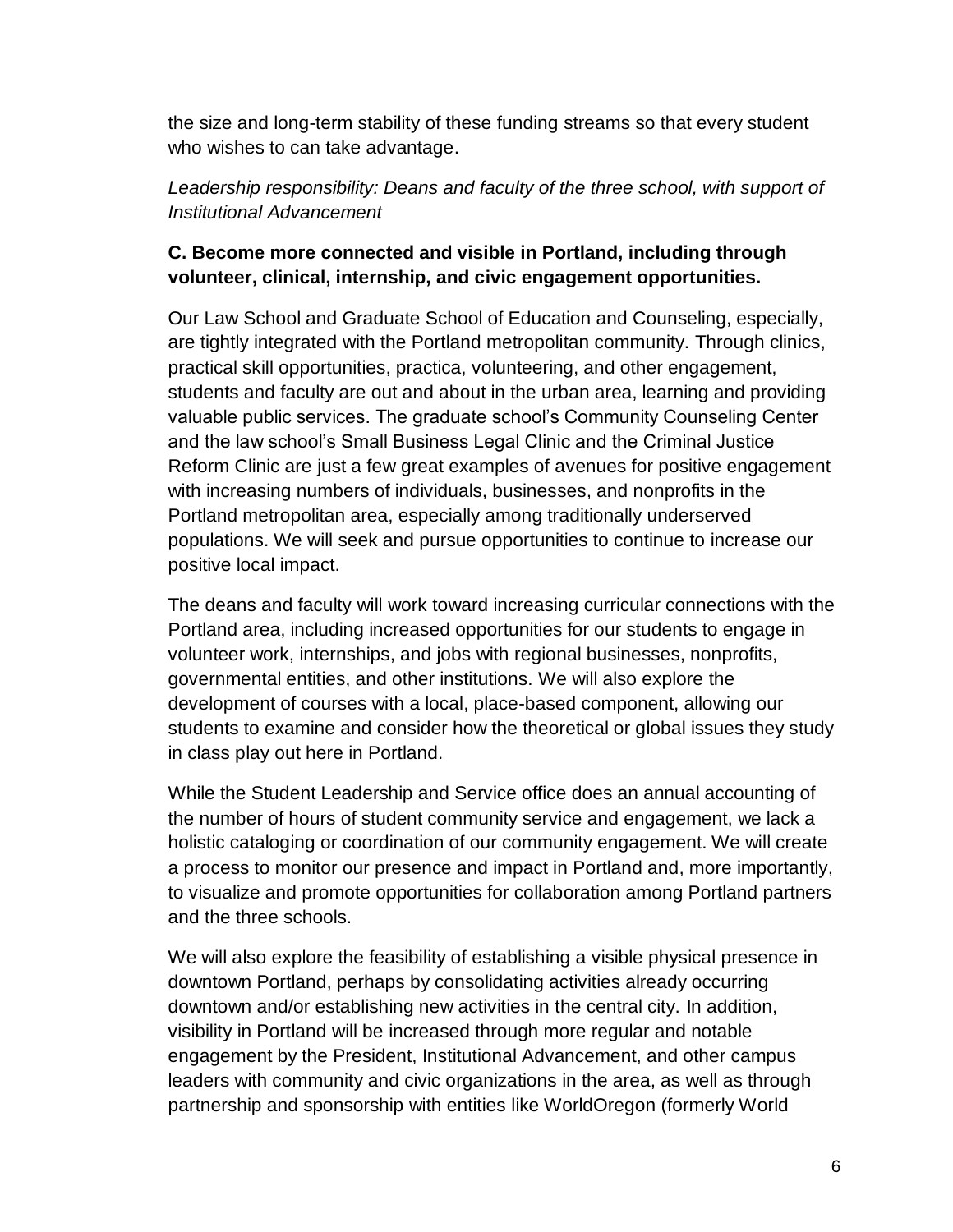the size and long-term stability of these funding streams so that every student who wishes to can take advantage.

*Leadership responsibility: Deans and faculty of the three school, with support of Institutional Advancement*

**C. Become more connected and visible in Portland, including through volunteer, clinical, internship, and civic engagement opportunities.**

Our Law School and Graduate School of Education and Counseling, especially, are tightly integrated with the Portland metropolitan community. Through clinics, practical skill opportunities, practica, volunteering, and other engagement, students and faculty are out and about in the urban area, learning and providing valuable public services. The graduate school's Community Counseling Center and the law school's Small Business Legal Clinic and the Criminal Justice Reform Clinic are just a few great examples of avenues for positive engagement with increasing numbers of individuals, businesses, and nonprofits in the Portland metropolitan area, especially among traditionally underserved populations. We will seek and pursue opportunities to continue to increase our positive local impact.

The deans and faculty will work toward increasing curricular connections with the Portland area, including increased opportunities for our students to engage in volunteer work, internships, and jobs with regional businesses, nonprofits, governmental entities, and other institutions. We will also explore the development of courses with a local, place-based component, allowing our students to examine and consider how the theoretical or global issues they study in class play out here in Portland.

While the Student Leadership and Service office does an annual accounting of the number of hours of student community service and engagement, we lack a holistic cataloging or coordination of our community engagement. We will create a process to monitor our presence and impact in Portland and, more importantly, to visualize and promote opportunities for collaboration among Portland partners and the three schools.

We will also explore the feasibility of establishing a visible physical presence in downtown Portland, perhaps by consolidating activities already occurring downtown and/or establishing new activities in the central city. In addition, visibility in Portland will be increased through more regular and notable engagement by the President, Institutional Advancement, and other campus leaders with community and civic organizations in the area, as well as through partnership and sponsorship with entities like WorldOregon (formerly World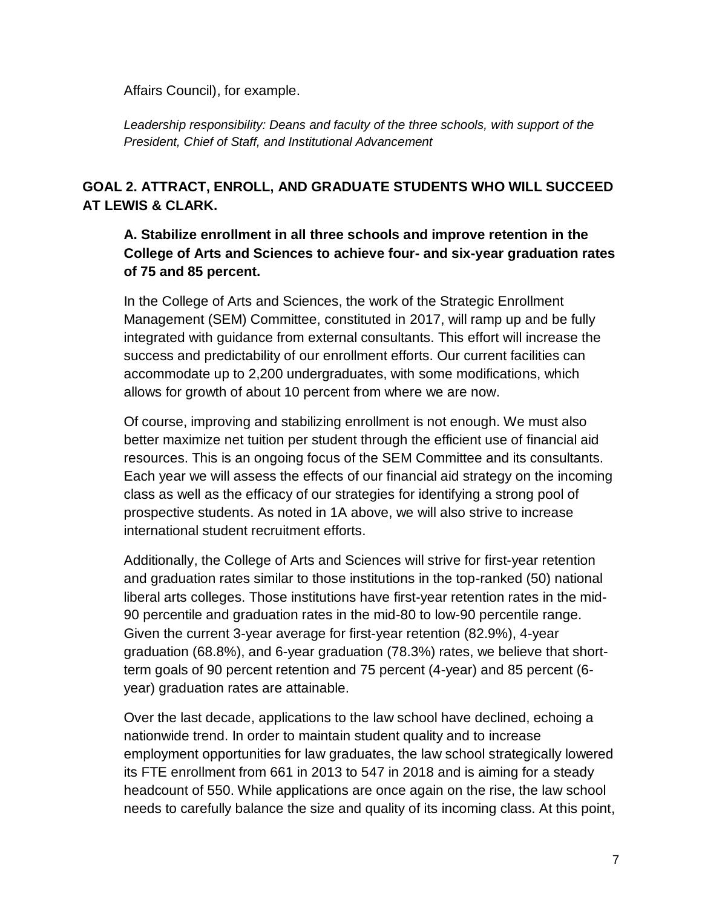Affairs Council), for example.

*Leadership responsibility: Deans and faculty of the three schools, with support of the President, Chief of Staff, and Institutional Advancement*

## GOAL 2. ATTRACT, ENROLL, AND GRADUATE STUDENTS WHO WILL SUCCEED AT LEWIS & CLARK.

### A. Stabilize enrollment in all three schools and improve retention in the College of Arts and Sciences to achieve four- and six-year graduation rates of 75 and 85 percent.

In the College of Arts and Sciences, the work of the Strategic Enrollment Management (SEM) Committee, constituted in 2017, will ramp up and be fully integrated with guidance from external consultants. This effort will increase the success and predictability of our enrollment efforts. Our current facilities can accommodate up to 2,200 undergraduates, with some modifications, which allows for growth of about 10 percent from where we are now.

Of course, improving and stabilizing enrollment is not enough. We must also better maximize net tuition per student through the efficient use of financial aid resources. This is an ongoing focus of the SEM Committee and its consultants. Each year we will assess the effects of our financial aid strategy on the incoming class as well as the efficacy of our strategies for identifying a strong pool of prospective students. As noted in 1A above, we will also strive to increase international student recruitment efforts.

Additionally, the College of Arts and Sciences will strive for first-year retention and graduation rates similar to those institutions in the top-ranked (50) national liberal arts colleges. Those institutions have first-year retention rates in the mid-90 percentile and graduation rates in the mid-80 to low-90 percentile range. Given the current 3-year average for first-year retention (82.9%), 4-year graduation (68.8%), and 6-year graduation (78.3%) rates, we believe that short-term goals of 90 percent retention and 75 percent (4-year) and 85 percent (6-year) graduation rates are attainable.

Over the last decade, applications to the law school have declined, echoing a nationwide trend. In order to maintain student quality and to increase employment opportunities for law graduates, the law school strategically lowered its FTE enrollment from 661 in 2013 to 547 in 2018 and is aiming for a steady headcount of 550. While applications are once again on the rise, the law school needs to carefully balance the size and quality of its incoming class. At this point,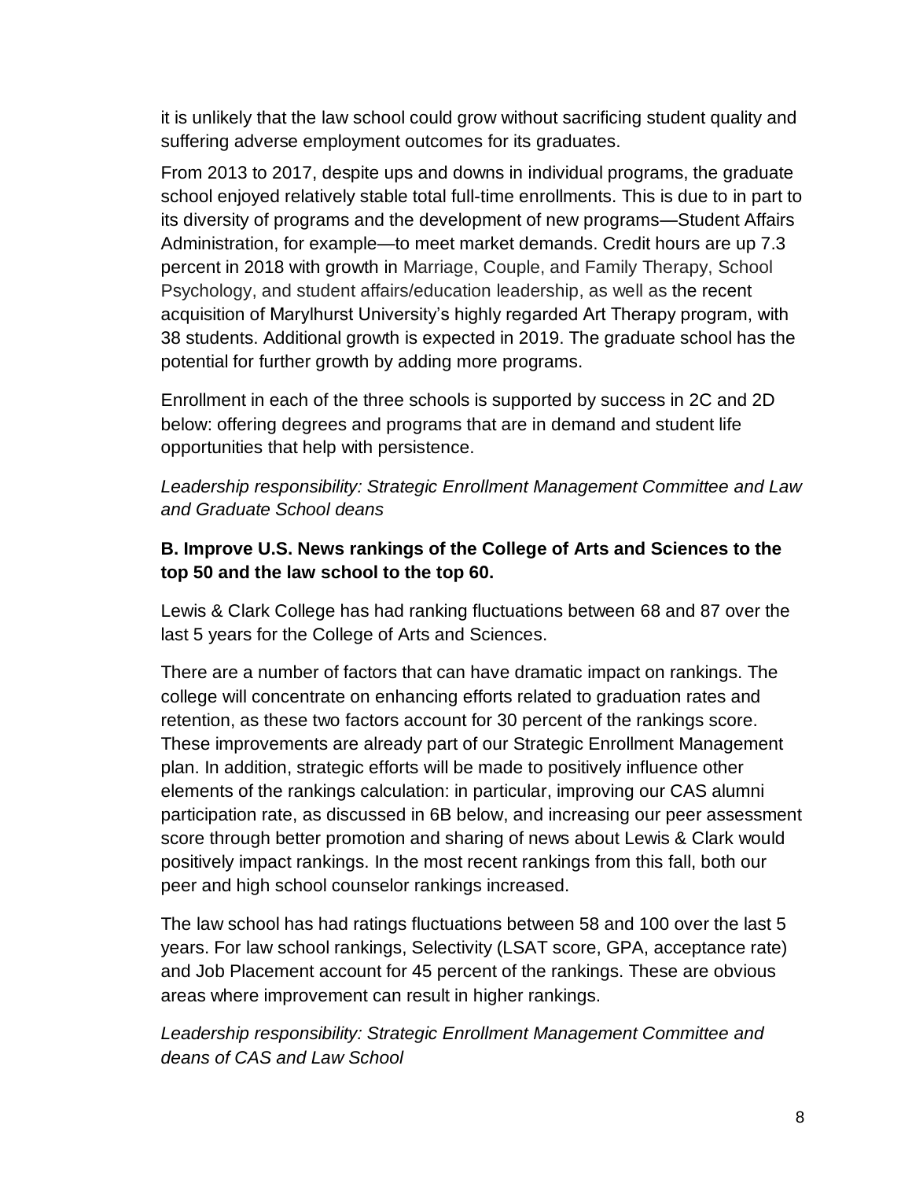it is unlikely that the law school could grow without sacrificing student quality and suffering adverse employment outcomes for its graduates.

From 2013 to 2017, despite ups and downs in individual programs, the graduate school enjoyed relatively stable total full-time enrollments. This is due to in part to its diversity of programs and the development of new programs—Student Affairs Administration, for example—to meet market demands. Credit hours are up 7.3 percent in 2018 with growth in Marriage, Couple, and Family Therapy, School Psychology, and student affairs/education leadership, as well as the recent acquisition of Marylhurst University's highly regarded Art Therapy program, with 38 students. Additional growth is expected in 2019. The graduate school has the potential for further growth by adding more programs.

Enrollment in each of the three schools is supported by success in 2C and 2D below: offering degrees and programs that are in demand and student life opportunities that help with persistence.

*Leadership responsibility: Strategic Enrollment Management Committee and Law and Graduate School deans*

**B. Improve U.S. News rankings of the College of Arts and Sciences to the top 50 and the law school to the top 60.**

Lewis & Clark College has had ranking fluctuations between 68 and 87 over the last 5 years for the College of Arts and Sciences.

There are a number of factors that can have dramatic impact on rankings. The college will concentrate on enhancing efforts related to graduation rates and retention, as these two factors account for 30 percent of the rankings score. These improvements are already part of our Strategic Enrollment Management plan. In addition, strategic efforts will be made to positively influence other elements of the rankings calculation: in particular, improving our CAS alumni participation rate, as discussed in 6B below, and increasing our peer assessment score through better promotion and sharing of news about Lewis & Clark would positively impact rankings. In the most recent rankings from this fall, both our peer and high school counselor rankings increased.

The law school has had ratings fluctuations between 58 and 100 over the last 5 years. For law school rankings, Selectivity (LSAT score, GPA, acceptance rate) and Job Placement account for 45 percent of the rankings. These are obvious areas where improvement can result in higher rankings.

*Leadership responsibility: Strategic Enrollment Management Committee and deans of CAS and Law School*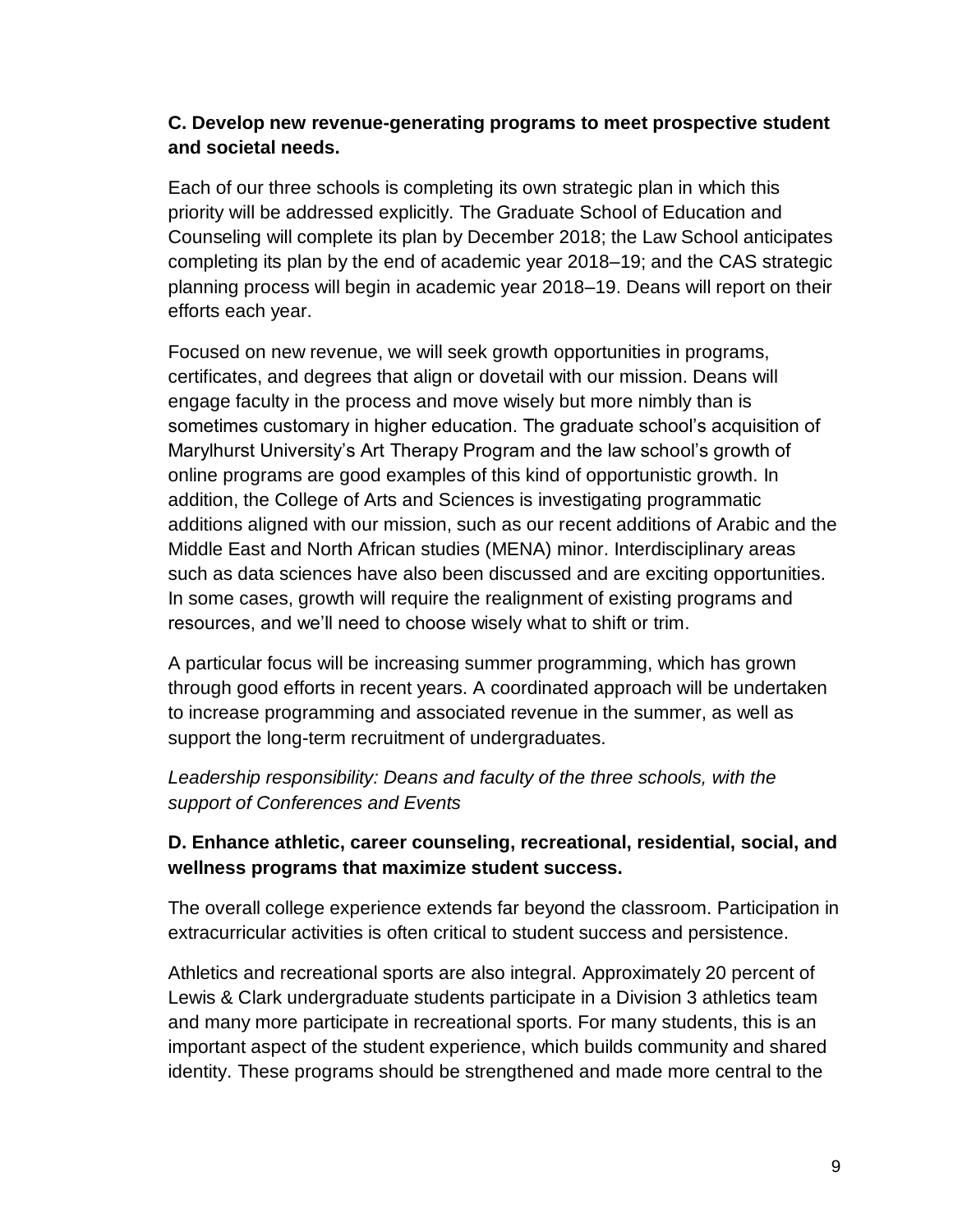### C. Develop new revenue-generating programs to meet prospective student and societal needs.

Each of our three schools is completing its own strategic plan in which this priority will be addressed explicitly. The Graduate School of Education and Counseling will complete its plan by December 2018; the Law School anticipates completing its plan by the end of academic year 2018–19; and the CAS strategic planning process will begin in academic year 2018–19. Deans will report on their efforts each year.

Focused on new revenue, we will seek growth opportunities in programs, certificates, and degrees that align or dovetail with our mission. Deans will engage faculty in the process and move wisely but more nimbly than is sometimes customary in higher education. The graduate school's acquisition of Marylhurst University's Art Therapy Program and the law school's growth of online programs are good examples of this kind of opportunistic growth. In addition, the College of Arts and Sciences is investigating programmatic additions aligned with our mission, such as our recent additions of Arabic and the Middle East and North African studies (MENA) minor. Interdisciplinary areas such as data sciences have also been discussed and are exciting opportunities. In some cases, growth will require the realignment of existing programs and resources, and we'll need to choose wisely what to shift or trim.

A particular focus will be increasing summer programming, which has grown through good efforts in recent years. A coordinated approach will be undertaken to increase programming and associated revenue in the summer, as well as support the long-term recruitment of undergraduates.

*Leadership responsibility: Deans and faculty of the three schools, with the support of Conferences and Events*

### D. Enhance athletic, career counseling, recreational, residential, social, and wellness programs that maximize student success.

The overall college experience extends far beyond the classroom. Participation in extracurricular activities is often critical to student success and persistence.

Athletics and recreational sports are also integral. Approximately 20 percent of Lewis & Clark undergraduate students participate in a Division 3 athletics team and many more participate in recreational sports. For many students, this is an important aspect of the student experience, which builds community and shared identity. These programs should be strengthened and made more central to the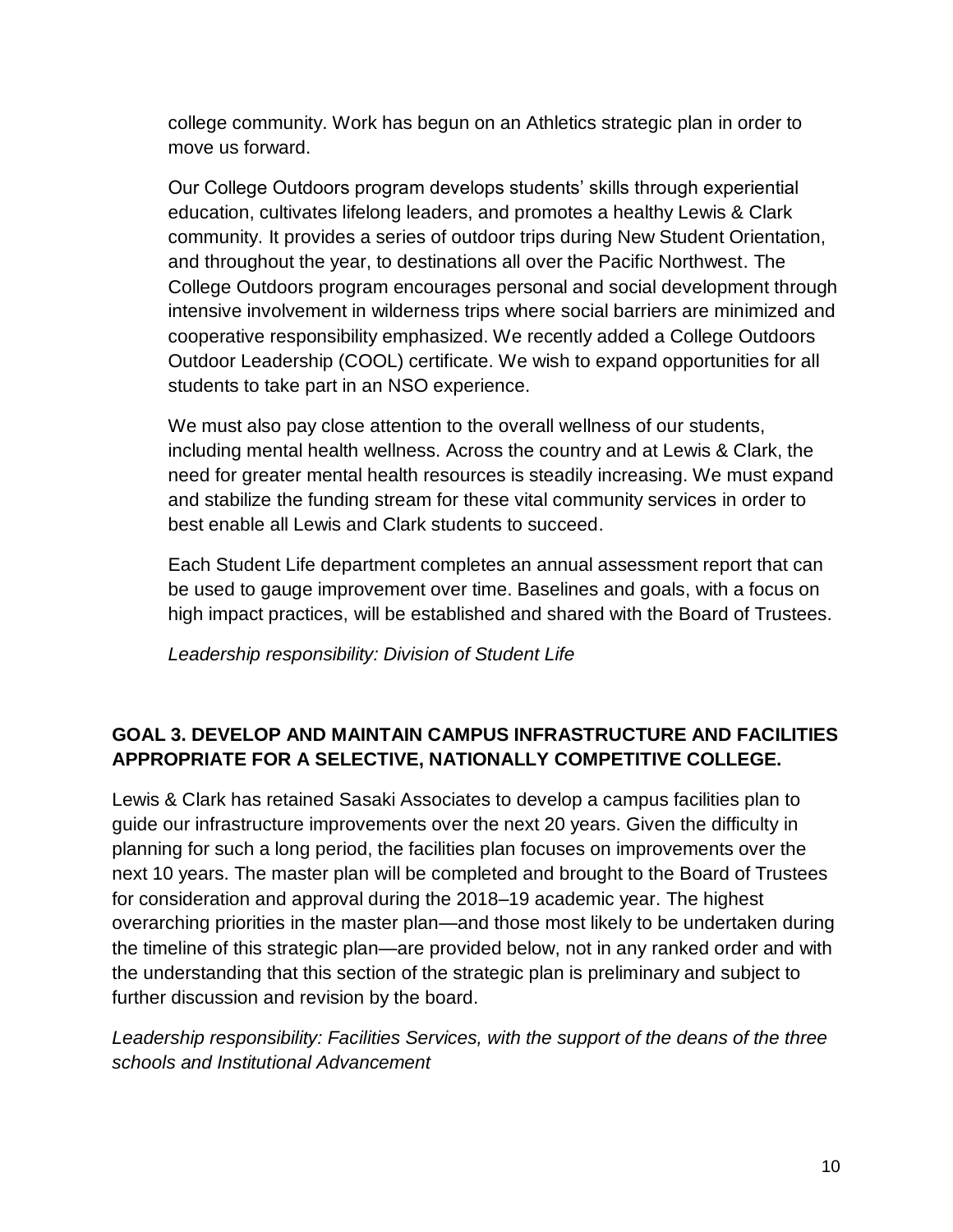college community. Work has begun on an Athletics strategic plan in order to move us forward.

Our College Outdoors program develops students' skills through experiential education, cultivates lifelong leaders, and promotes a healthy Lewis & Clark community. It provides a series of outdoor trips during New Student Orientation, and throughout the year, to destinations all over the Pacific Northwest. The College Outdoors program encourages personal and social development through intensive involvement in wilderness trips where social barriers are minimized and cooperative responsibility emphasized. We recently added a College Outdoors Outdoor Leadership (COOL) certificate. We wish to expand opportunities for all students to take part in an NSO experience.

We must also pay close attention to the overall wellness of our students, including mental health wellness. Across the country and at Lewis & Clark, the need for greater mental health resources is steadily increasing. We must expand and stabilize the funding stream for these vital community services in order to best enable all Lewis and Clark students to succeed.

Each Student Life department completes an annual assessment report that can be used to gauge improvement over time. Baselines and goals, with a focus on high impact practices, will be established and shared with the Board of Trustees.

*Leadership responsibility: Division of Student Life*

## GOAL 3. DEVELOP AND MAINTAIN CAMPUS INFRASTRUCTURE AND FACILITIES APPROPRIATE FOR A SELECTIVE, NATIONALLY COMPETITIVE COLLEGE.

Lewis & Clark has retained Sasaki Associates to develop a campus facilities plan to guide our infrastructure improvements over the next 20 years. Given the difficulty in planning for such a long period, the facilities plan focuses on improvements over the next 10 years. The master plan will be completed and brought to the Board of Trustees for consideration and approval during the 2018–19 academic year. The highest overarching priorities in the master plan—and those most likely to be undertaken during the timeline of this strategic plan—are provided below, not in any ranked order and with the understanding that this section of the strategic plan is preliminary and subject to further discussion and revision by the board.

*Leadership responsibility: Facilities Services, with the support of the deans of the three schools and Institutional Advancement*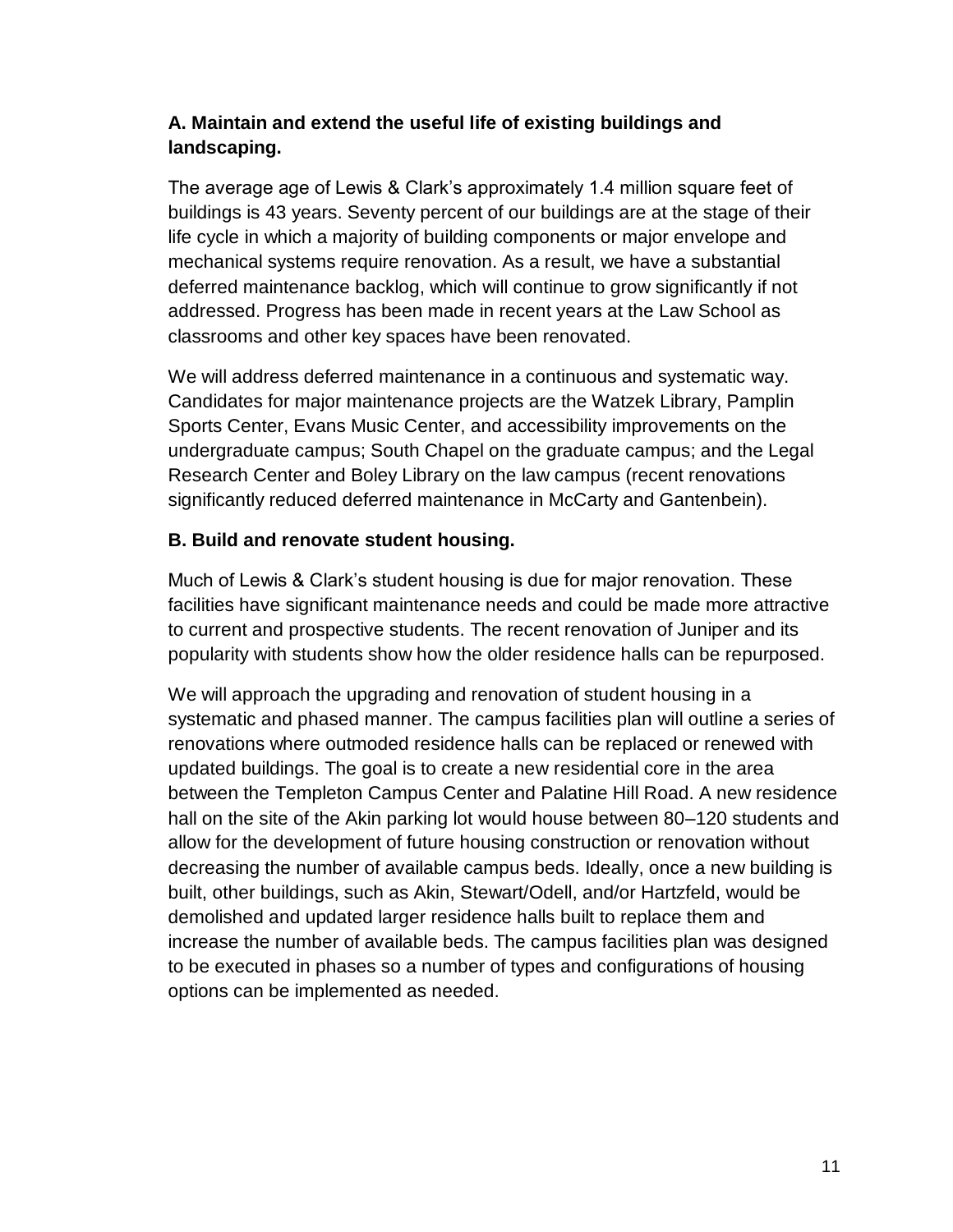### A. Maintain and extend the useful life of existing buildings and landscaping.

The average age of Lewis & Clark's approximately 1.4 million square feet of buildings is 43 years. Seventy percent of our buildings are at the stage of their life cycle in which a majority of building components or major envelope and mechanical systems require renovation. As a result, we have a substantial deferred maintenance backlog, which will continue to grow significantly if not addressed. Progress has been made in recent years at the Law School as classrooms and other key spaces have been renovated.

We will address deferred maintenance in a continuous and systematic way. Candidates for major maintenance projects are the Watzek Library, Pamplin Sports Center, Evans Music Center, and accessibility improvements on the undergraduate campus; South Chapel on the graduate campus; and the Legal Research Center and Boley Library on the law campus (recent renovations significantly reduced deferred maintenance in McCarty and Gantenbein).

### B. Build and renovate student housing.

Much of Lewis & Clark's student housing is due for major renovation. These facilities have significant maintenance needs and could be made more attractive to current and prospective students. The recent renovation of Juniper and its popularity with students show how the older residence halls can be repurposed.

We will approach the upgrading and renovation of student housing in a systematic and phased manner. The campus facilities plan will outline a series of renovations where outmoded residence halls can be replaced or renewed with updated buildings. The goal is to create a new residential core in the area between the Templeton Campus Center and Palatine Hill Road. A new residence hall on the site of the Akin parking lot would house between 80–120 students and allow for the development of future housing construction or renovation without decreasing the number of available campus beds. Ideally, once a new building is built, other buildings, such as Akin, Stewart/Odell, and/or Hartzfeld, would be demolished and updated larger residence halls built to replace them and increase the number of available beds. The campus facilities plan was designed to be executed in phases so a number of types and configurations of housing options can be implemented as needed.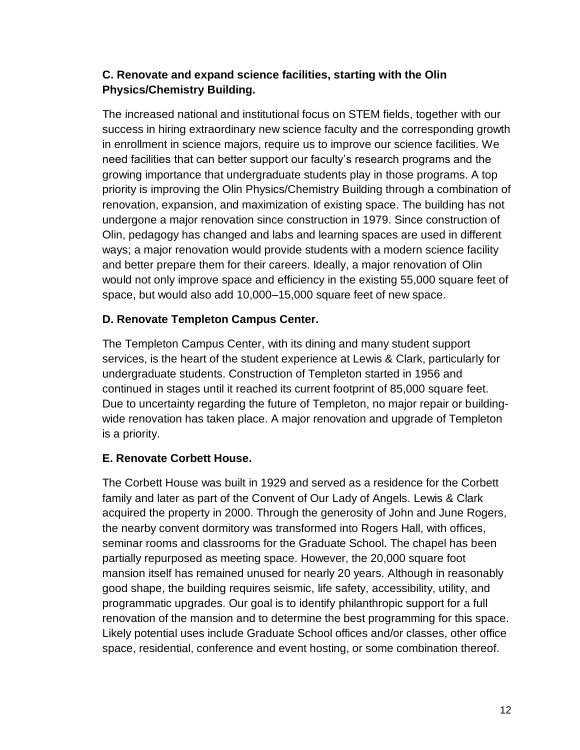### C. Renovate and expand science facilities, starting with the Olin Physics/Chemistry Building.

The increased national and institutional focus on STEM fields, together with our success in hiring extraordinary new science faculty and the corresponding growth in enrollment in science majors, require us to improve our science facilities. We need facilities that can better support our faculty's research programs and the growing importance that undergraduate students play in those programs. A top priority is improving the Olin Physics/Chemistry Building through a combination of renovation, expansion, and maximization of existing space. The building has not undergone a major renovation since construction in 1979. Since construction of Olin, pedagogy has changed and labs and learning spaces are used in different ways; a major renovation would provide students with a modern science facility and better prepare them for their careers. Ideally, a major renovation of Olin would not only improve space and efficiency in the existing 55,000 square feet of space, but would also add 10,000–15,000 square feet of new space.

### D. Renovate Templeton Campus Center.

The Templeton Campus Center, with its dining and many student support services, is the heart of the student experience at Lewis & Clark, particularly for undergraduate students. Construction of Templeton started in 1956 and continued in stages until it reached its current footprint of 85,000 square feet. Due to uncertainty regarding the future of Templeton, no major repair or building-wide renovation has taken place. A major renovation and upgrade of Templeton is a priority.

### E. Renovate Corbett House.

The Corbett House was built in 1929 and served as a residence for the Corbett family and later as part of the Convent of Our Lady of Angels. Lewis & Clark acquired the property in 2000. Through the generosity of John and June Rogers, the nearby convent dormitory was transformed into Rogers Hall, with offices, seminar rooms and classrooms for the Graduate School. The chapel has been partially repurposed as meeting space. However, the 20,000 square foot mansion itself has remained unused for nearly 20 years. Although in reasonably good shape, the building requires seismic, life safety, accessibility, utility, and programmatic upgrades. Our goal is to identify philanthropic support for a full renovation of the mansion and to determine the best programming for this space. Likely potential uses include Graduate School offices and/or classes, other office space, residential, conference and event hosting, or some combination thereof.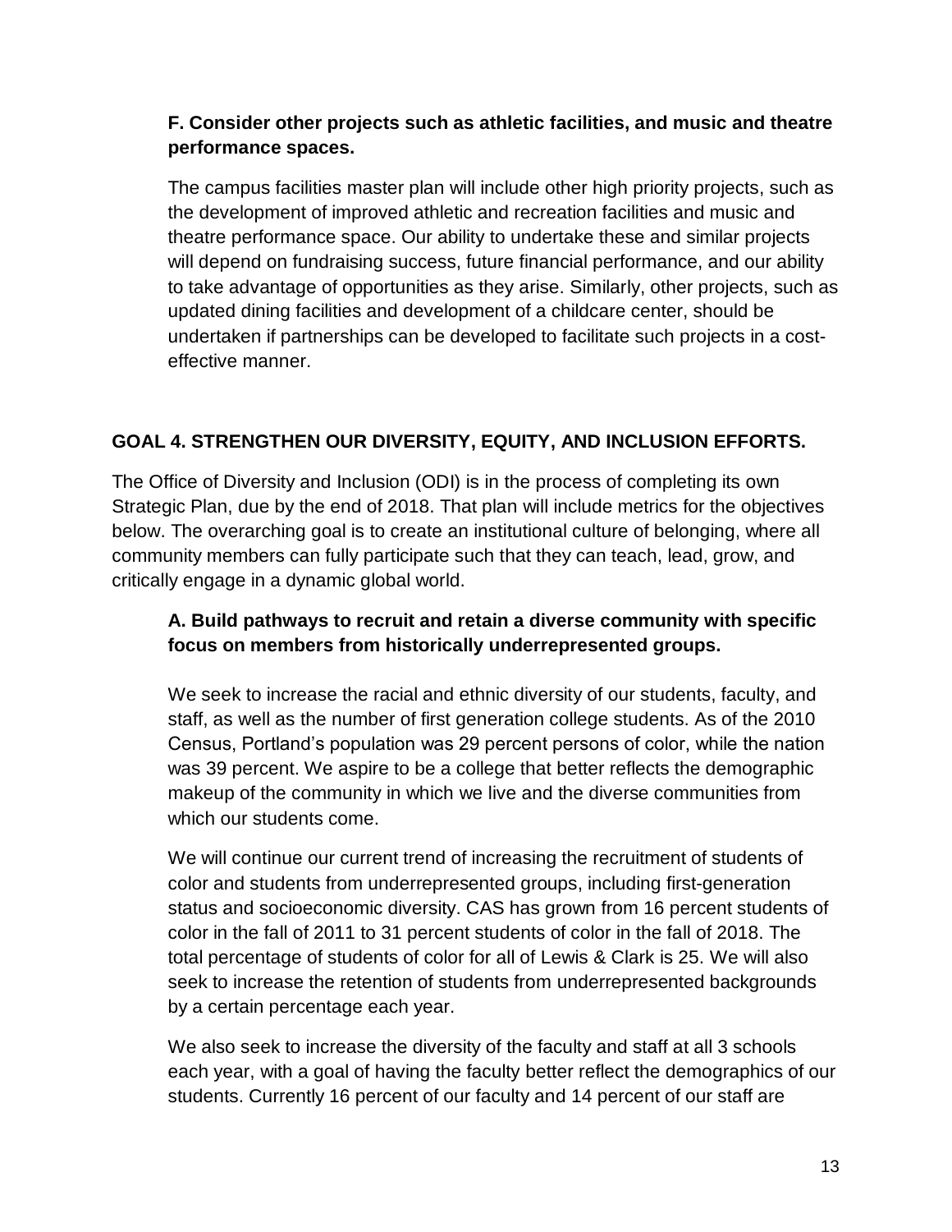### F. Consider other projects such as athletic facilities, and music and theatre performance spaces.

The campus facilities master plan will include other high priority projects, such as the development of improved athletic and recreation facilities and music and theatre performance space. Our ability to undertake these and similar projects will depend on fundraising success, future financial performance, and our ability to take advantage of opportunities as they arise. Similarly, other projects, such as updated dining facilities and development of a childcare center, should be undertaken if partnerships can be developed to facilitate such projects in a cost-effective manner.

## GOAL 4. STRENGTHEN OUR DIVERSITY, EQUITY, AND INCLUSION EFFORTS.

The Office of Diversity and Inclusion (ODI) is in the process of completing its own Strategic Plan, due by the end of 2018. That plan will include metrics for the objectives below. The overarching goal is to create an institutional culture of belonging, where all community members can fully participate such that they can teach, lead, grow, and critically engage in a dynamic global world.

### A. Build pathways to recruit and retain a diverse community with specific focus on members from historically underrepresented groups.

We seek to increase the racial and ethnic diversity of our students, faculty, and staff, as well as the number of first generation college students. As of the 2010 Census, Portland's population was 29 percent persons of color, while the nation was 39 percent. We aspire to be a college that better reflects the demographic makeup of the community in which we live and the diverse communities from which our students come.

We will continue our current trend of increasing the recruitment of students of color and students from underrepresented groups, including first-generation status and socioeconomic diversity. CAS has grown from 16 percent students of color in the fall of 2011 to 31 percent students of color in the fall of 2018. The total percentage of students of color for all of Lewis & Clark is 25. We will also seek to increase the retention of students from underrepresented backgrounds by a certain percentage each year.

We also seek to increase the diversity of the faculty and staff at all 3 schools each year, with a goal of having the faculty better reflect the demographics of our students. Currently 16 percent of our faculty and 14 percent of our staff are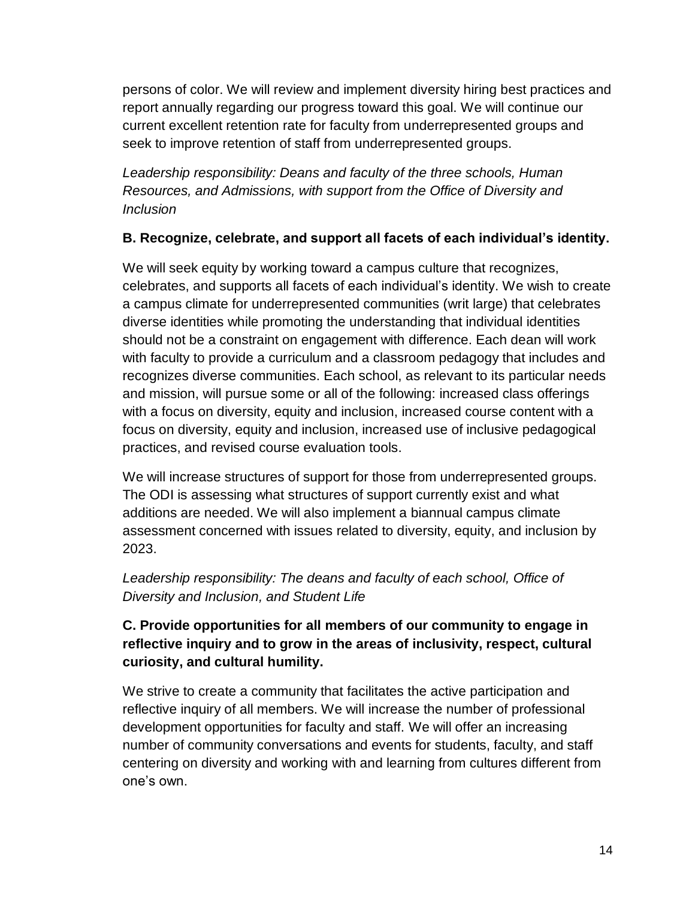persons of color. We will review and implement diversity hiring best practices and report annually regarding our progress toward this goal. We will continue our current excellent retention rate for faculty from underrepresented groups and seek to improve retention of staff from underrepresented groups.

*Leadership responsibility: Deans and faculty of the three schools, Human Resources, and Admissions, with support from the Office of Diversity and Inclusion*

**B. Recognize, celebrate, and support all facets of each individual's identity.**

We will seek equity by working toward a campus culture that recognizes, celebrates, and supports all facets of each individual's identity. We wish to create a campus climate for underrepresented communities (writ large) that celebrates diverse identities while promoting the understanding that individual identities should not be a constraint on engagement with difference. Each dean will work with faculty to provide a curriculum and a classroom pedagogy that includes and recognizes diverse communities. Each school, as relevant to its particular needs and mission, will pursue some or all of the following: increased class offerings with a focus on diversity, equity and inclusion, increased course content with a focus on diversity, equity and inclusion, increased use of inclusive pedagogical practices, and revised course evaluation tools.

We will increase structures of support for those from underrepresented groups. The ODI is assessing what structures of support currently exist and what additions are needed. We will also implement a biannual campus climate assessment concerned with issues related to diversity, equity, and inclusion by 2023.

*Leadership responsibility: The deans and faculty of each school, Office of Diversity and Inclusion, and Student Life*

**C. Provide opportunities for all members of our community to engage in reflective inquiry and to grow in the areas of inclusivity, respect, cultural curiosity, and cultural humility.**

We strive to create a community that facilitates the active participation and reflective inquiry of all members. We will increase the number of professional development opportunities for faculty and staff. We will offer an increasing number of community conversations and events for students, faculty, and staff centering on diversity and working with and learning from cultures different from one's own.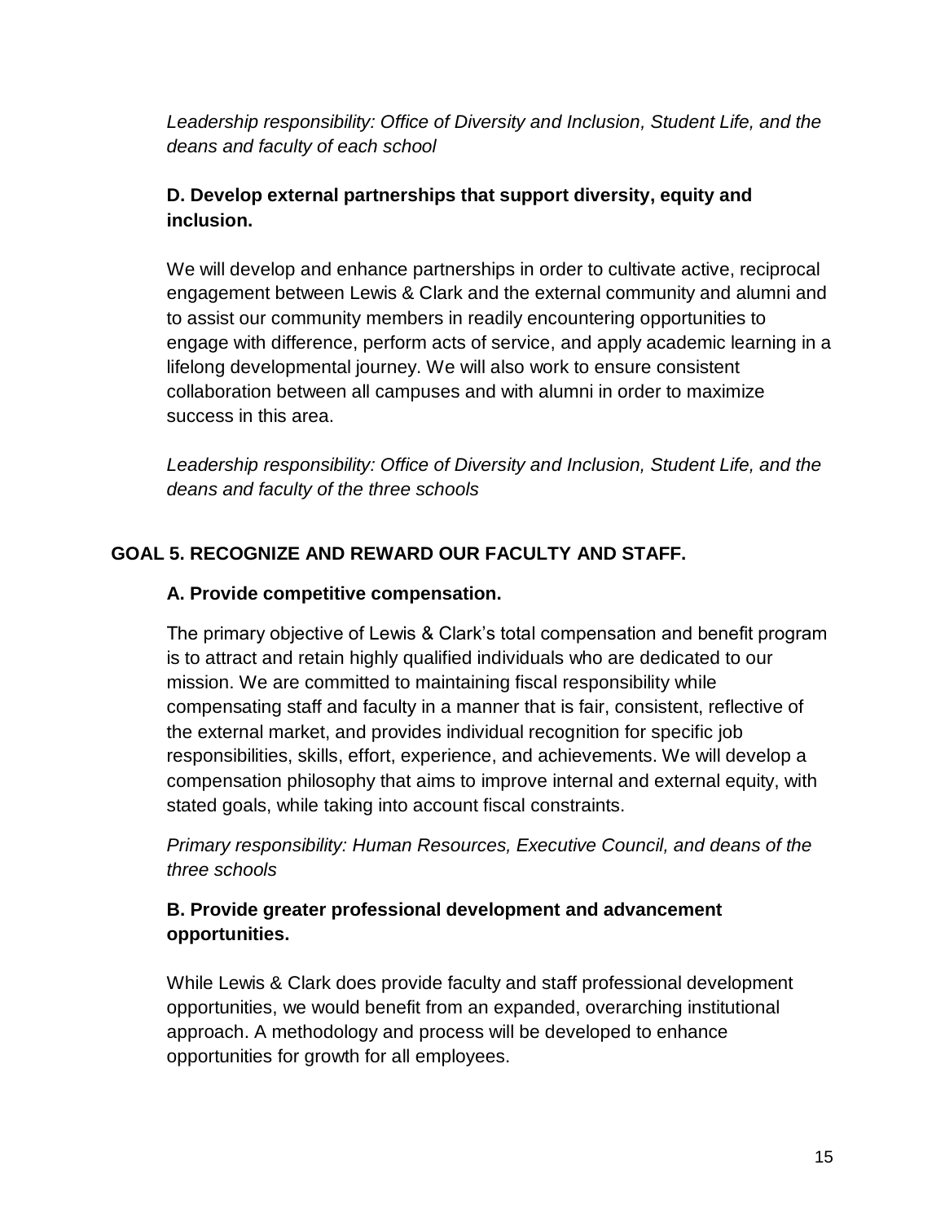*Leadership responsibility: Office of Diversity and Inclusion, Student Life, and the deans and faculty of each school*

### D. Develop external partnerships that support diversity, equity and inclusion.

We will develop and enhance partnerships in order to cultivate active, reciprocal engagement between Lewis & Clark and the external community and alumni and to assist our community members in readily encountering opportunities to engage with difference, perform acts of service, and apply academic learning in a lifelong developmental journey. We will also work to ensure consistent collaboration between all campuses and with alumni in order to maximize success in this area.

*Leadership responsibility: Office of Diversity and Inclusion, Student Life, and the deans and faculty of the three schools*

## GOAL 5. RECOGNIZE AND REWARD OUR FACULTY AND STAFF.

### A. Provide competitive compensation.

The primary objective of Lewis & Clark's total compensation and benefit program is to attract and retain highly qualified individuals who are dedicated to our mission. We are committed to maintaining fiscal responsibility while compensating staff and faculty in a manner that is fair, consistent, reflective of the external market, and provides individual recognition for specific job responsibilities, skills, effort, experience, and achievements. We will develop a compensation philosophy that aims to improve internal and external equity, with stated goals, while taking into account fiscal constraints.

*Primary responsibility: Human Resources, Executive Council, and deans of the three schools*

### B. Provide greater professional development and advancement opportunities.

While Lewis & Clark does provide faculty and staff professional development opportunities, we would benefit from an expanded, overarching institutional approach. A methodology and process will be developed to enhance opportunities for growth for all employees.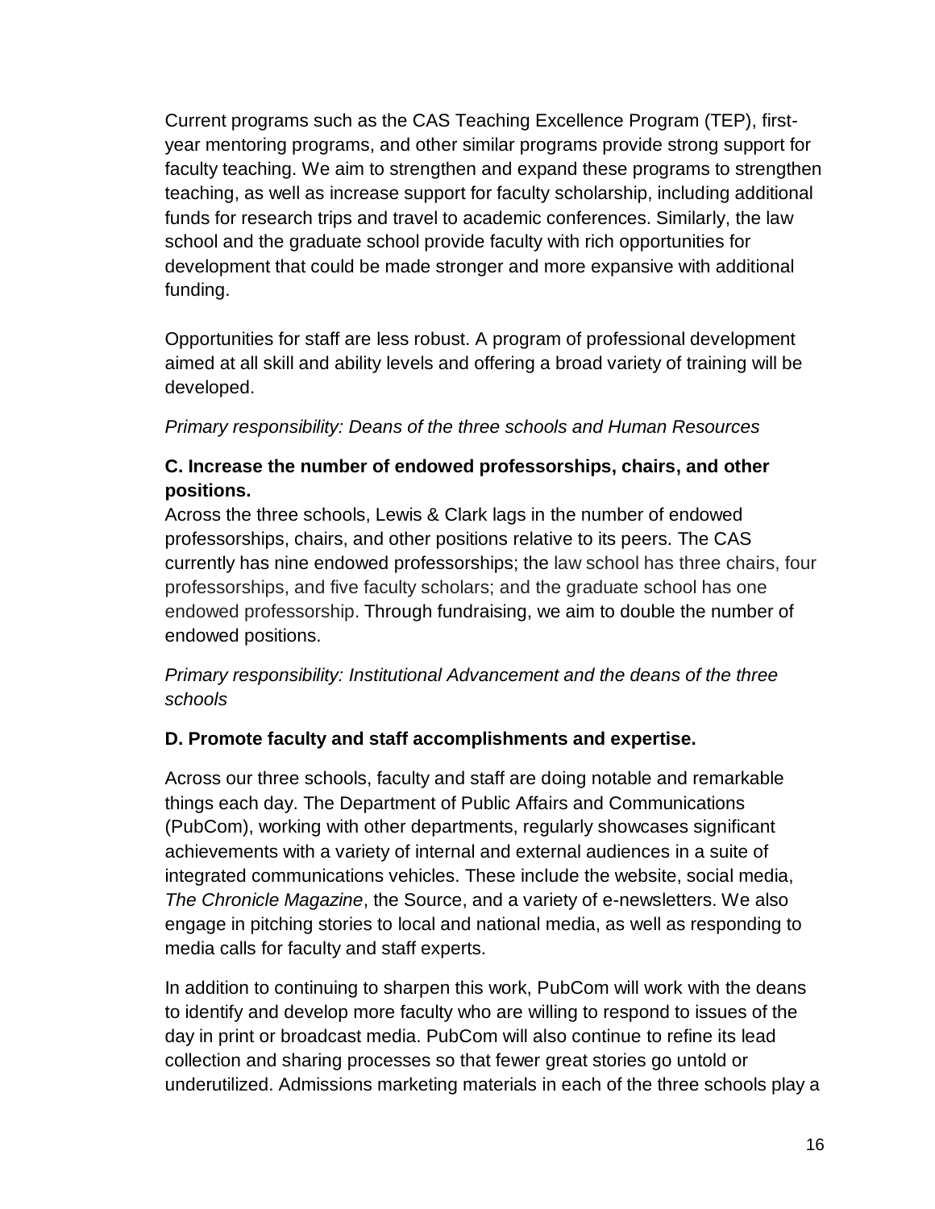Current programs such as the CAS Teaching Excellence Program (TEP), first-year mentoring programs, and other similar programs provide strong support for faculty teaching. We aim to strengthen and expand these programs to strengthen teaching, as well as increase support for faculty scholarship, including additional funds for research trips and travel to academic conferences. Similarly, the law school and the graduate school provide faculty with rich opportunities for development that could be made stronger and more expansive with additional funding.

Opportunities for staff are less robust. A program of professional development aimed at all skill and ability levels and offering a broad variety of training will be developed.

*Primary responsibility: Deans of the three schools and Human Resources*

**C. Increase the number of endowed professorships, chairs, and other positions.**

Across the three schools, Lewis & Clark lags in the number of endowed professorships, chairs, and other positions relative to its peers. The CAS currently has nine endowed professorships; the law school has three chairs, four professorships, and five faculty scholars; and the graduate school has one endowed professorship. Through fundraising, we aim to double the number of endowed positions.

*Primary responsibility: Institutional Advancement and the deans of the three schools*

**D. Promote faculty and staff accomplishments and expertise.**

Across our three schools, faculty and staff are doing notable and remarkable things each day. The Department of Public Affairs and Communications (PubCom), working with other departments, regularly showcases significant achievements with a variety of internal and external audiences in a suite of integrated communications vehicles. These include the website, social media, *The Chronicle Magazine*, the Source, and a variety of e-newsletters. We also engage in pitching stories to local and national media, as well as responding to media calls for faculty and staff experts.

In addition to continuing to sharpen this work, PubCom will work with the deans to identify and develop more faculty who are willing to respond to issues of the day in print or broadcast media. PubCom will also continue to refine its lead collection and sharing processes so that fewer great stories go untold or underutilized. Admissions marketing materials in each of the three schools play a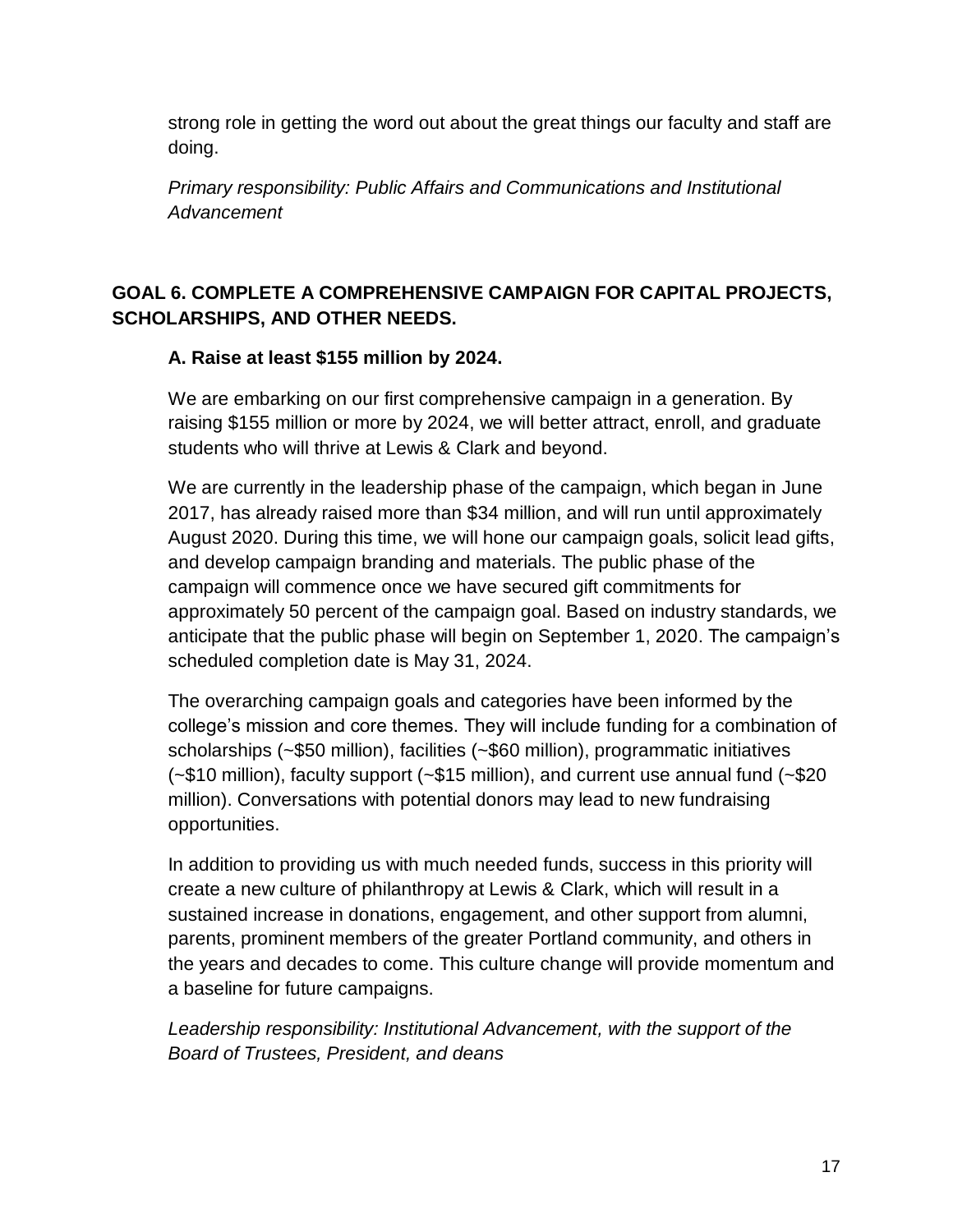strong role in getting the word out about the great things our faculty and staff are doing.

*Primary responsibility: Public Affairs and Communications and Institutional Advancement*

## GOAL 6. COMPLETE A COMPREHENSIVE CAMPAIGN FOR CAPITAL PROJECTS, SCHOLARSHIPS, AND OTHER NEEDS.

### A. Raise at least $155 million by 2024.

We are embarking on our first comprehensive campaign in a generation. By raising $155 million or more by 2024, we will better attract, enroll, and graduate students who will thrive at Lewis & Clark and beyond.

We are currently in the leadership phase of the campaign, which began in June 2017, has already raised more than $34 million, and will run until approximately August 2020. During this time, we will hone our campaign goals, solicit lead gifts, and develop campaign branding and materials. The public phase of the campaign will commence once we have secured gift commitments for approximately 50 percent of the campaign goal. Based on industry standards, we anticipate that the public phase will begin on September 1, 2020. The campaign's scheduled completion date is May 31, 2024.

The overarching campaign goals and categories have been informed by the college's mission and core themes. They will include funding for a combination of scholarships (~$50 million), facilities (~$60 million), programmatic initiatives (~$10 million), faculty support (~$15 million), and current use annual fund (~$20 million). Conversations with potential donors may lead to new fundraising opportunities.

In addition to providing us with much needed funds, success in this priority will create a new culture of philanthropy at Lewis & Clark, which will result in a sustained increase in donations, engagement, and other support from alumni, parents, prominent members of the greater Portland community, and others in the years and decades to come. This culture change will provide momentum and a baseline for future campaigns.

*Leadership responsibility: Institutional Advancement, with the support of the Board of Trustees, President, and deans*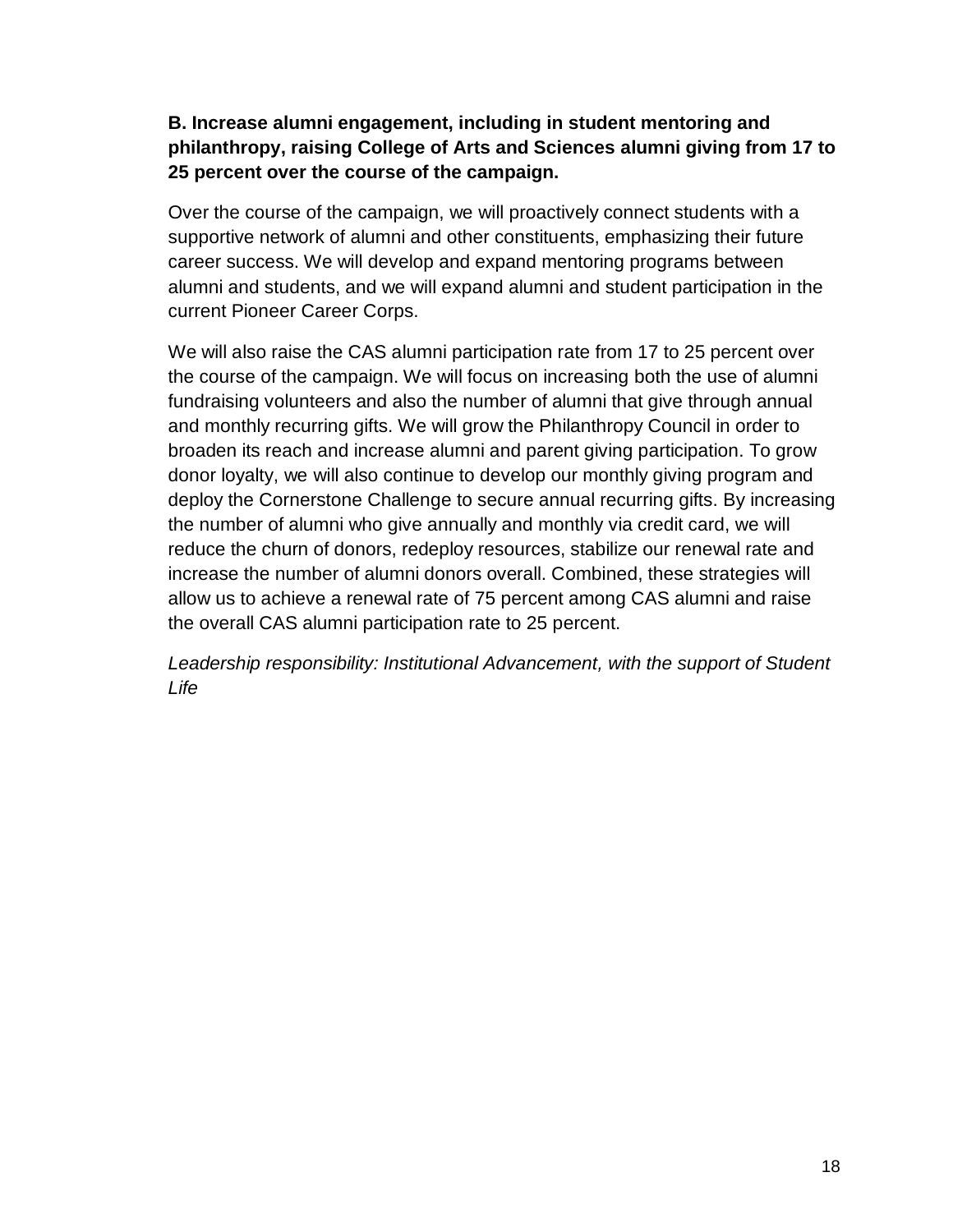**B. Increase alumni engagement, including in student mentoring and philanthropy, raising College of Arts and Sciences alumni giving from 17 to 25 percent over the course of the campaign.**

Over the course of the campaign, we will proactively connect students with a supportive network of alumni and other constituents, emphasizing their future career success. We will develop and expand mentoring programs between alumni and students, and we will expand alumni and student participation in the current Pioneer Career Corps.

We will also raise the CAS alumni participation rate from 17 to 25 percent over the course of the campaign. We will focus on increasing both the use of alumni fundraising volunteers and also the number of alumni that give through annual and monthly recurring gifts. We will grow the Philanthropy Council in order to broaden its reach and increase alumni and parent giving participation. To grow donor loyalty, we will also continue to develop our monthly giving program and deploy the Cornerstone Challenge to secure annual recurring gifts. By increasing the number of alumni who give annually and monthly via credit card, we will reduce the churn of donors, redeploy resources, stabilize our renewal rate and increase the number of alumni donors overall. Combined, these strategies will allow us to achieve a renewal rate of 75 percent among CAS alumni and raise the overall CAS alumni participation rate to 25 percent.

*Leadership responsibility: Institutional Advancement, with the support of Student Life*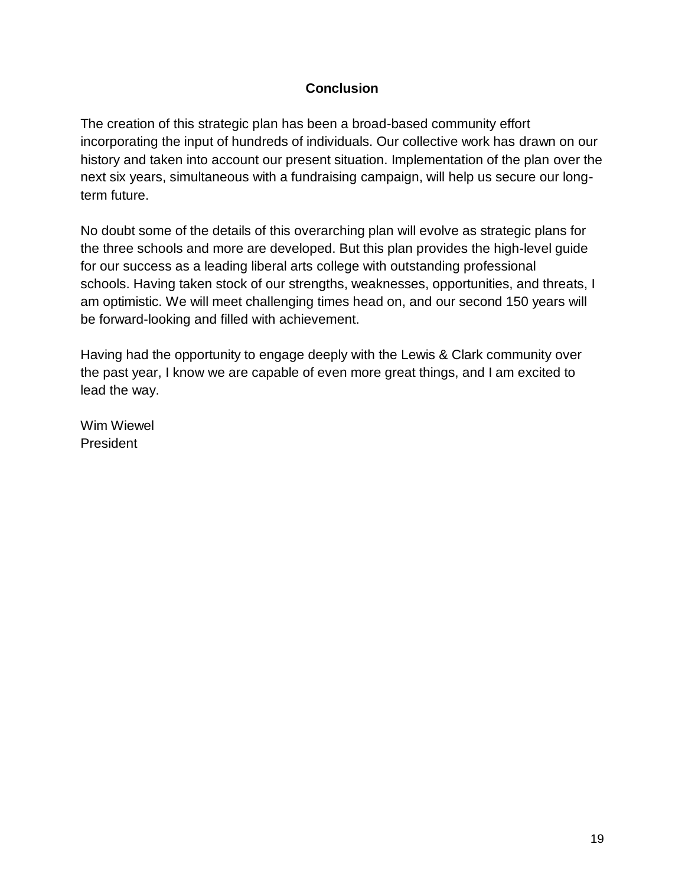## Conclusion

The creation of this strategic plan has been a broad-based community effort incorporating the input of hundreds of individuals. Our collective work has drawn on our history and taken into account our present situation. Implementation of the plan over the next six years, simultaneous with a fundraising campaign, will help us secure our long-term future.

No doubt some of the details of this overarching plan will evolve as strategic plans for the three schools and more are developed. But this plan provides the high-level guide for our success as a leading liberal arts college with outstanding professional schools. Having taken stock of our strengths, weaknesses, opportunities, and threats, I am optimistic. We will meet challenging times head on, and our second 150 years will be forward-looking and filled with achievement.

Having had the opportunity to engage deeply with the Lewis & Clark community over the past year, I know we are capable of even more great things, and I am excited to lead the way.

Wim Wiewel
President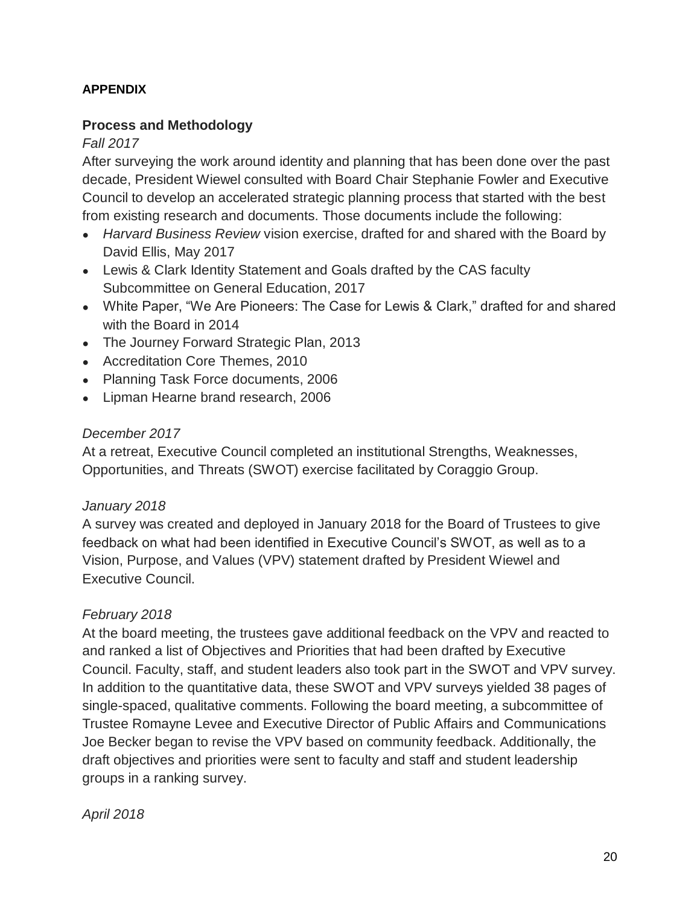**APPENDIX**

**Process and Methodology**

*Fall 2017*

After surveying the work around identity and planning that has been done over the past decade, President Wiewel consulted with Board Chair Stephanie Fowler and Executive Council to develop an accelerated strategic planning process that started with the best from existing research and documents. Those documents include the following:

- *Harvard Business Review* vision exercise, drafted for and shared with the Board by David Ellis, May 2017
- Lewis & Clark Identity Statement and Goals drafted by the CAS faculty Subcommittee on General Education, 2017
- White Paper, "We Are Pioneers: The Case for Lewis & Clark," drafted for and shared with the Board in 2014
- The Journey Forward Strategic Plan, 2013
- Accreditation Core Themes, 2010
- Planning Task Force documents, 2006
- Lipman Hearne brand research, 2006

*December 2017*

At a retreat, Executive Council completed an institutional Strengths, Weaknesses, Opportunities, and Threats (SWOT) exercise facilitated by Coraggio Group.

*January 2018*

A survey was created and deployed in January 2018 for the Board of Trustees to give feedback on what had been identified in Executive Council's SWOT, as well as to a Vision, Purpose, and Values (VPV) statement drafted by President Wiewel and Executive Council.

*February 2018*

At the board meeting, the trustees gave additional feedback on the VPV and reacted to and ranked a list of Objectives and Priorities that had been drafted by Executive Council. Faculty, staff, and student leaders also took part in the SWOT and VPV survey. In addition to the quantitative data, these SWOT and VPV surveys yielded 38 pages of single-spaced, qualitative comments. Following the board meeting, a subcommittee of Trustee Romayne Levee and Executive Director of Public Affairs and Communications Joe Becker began to revise the VPV based on community feedback. Additionally, the draft objectives and priorities were sent to faculty and staff and student leadership groups in a ranking survey.

*April 2018*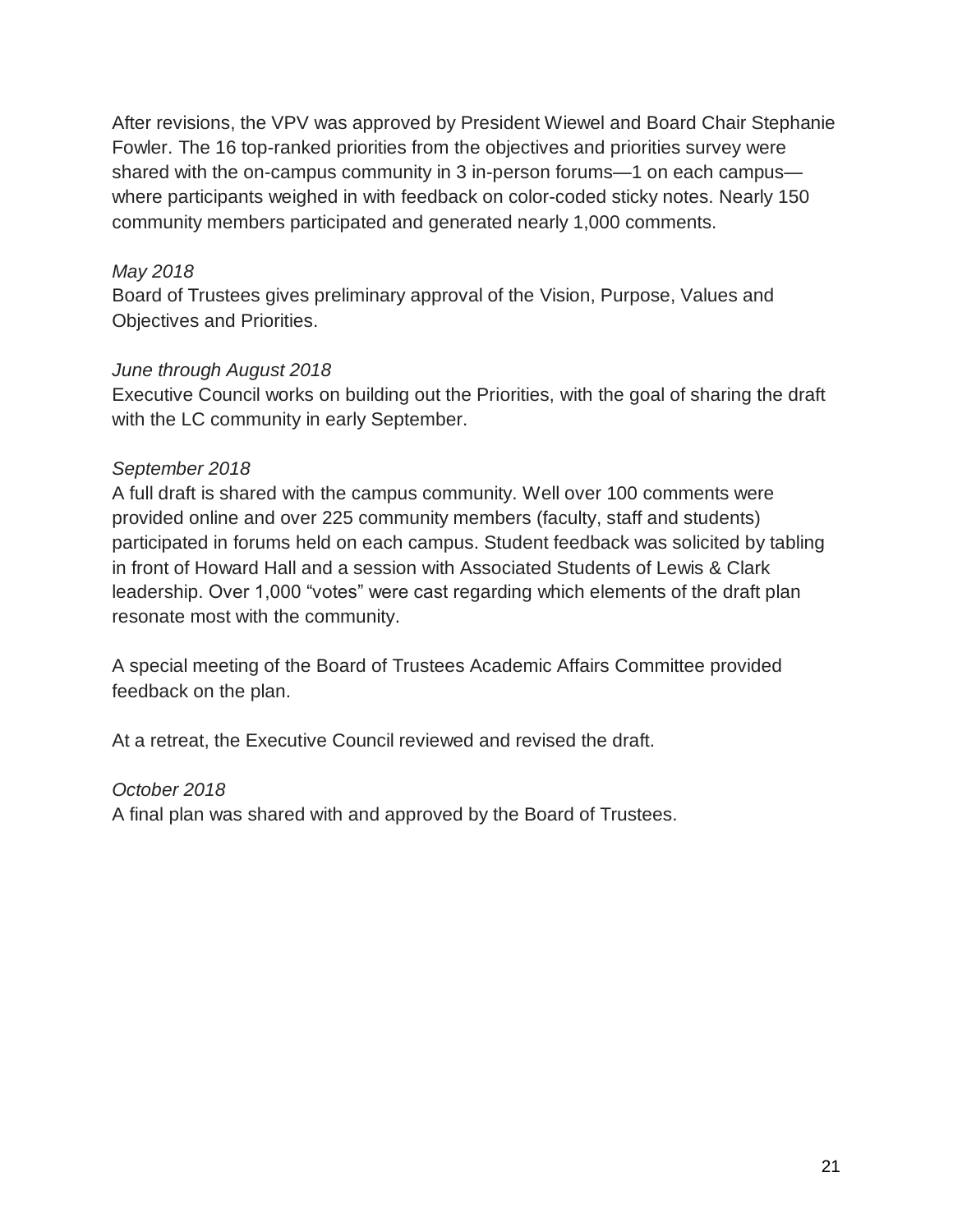After revisions, the VPV was approved by President Wiewel and Board Chair Stephanie Fowler. The 16 top-ranked priorities from the objectives and priorities survey were shared with the on-campus community in 3 in-person forums—1 on each campus—where participants weighed in with feedback on color-coded sticky notes. Nearly 150 community members participated and generated nearly 1,000 comments.

*May 2018*
Board of Trustees gives preliminary approval of the Vision, Purpose, Values and Objectives and Priorities.

*June through August 2018*
Executive Council works on building out the Priorities, with the goal of sharing the draft with the LC community in early September.

*September 2018*
A full draft is shared with the campus community. Well over 100 comments were provided online and over 225 community members (faculty, staff and students) participated in forums held on each campus. Student feedback was solicited by tabling in front of Howard Hall and a session with Associated Students of Lewis & Clark leadership. Over 1,000 "votes" were cast regarding which elements of the draft plan resonate most with the community.

A special meeting of the Board of Trustees Academic Affairs Committee provided feedback on the plan.

At a retreat, the Executive Council reviewed and revised the draft.

*October 2018*
A final plan was shared with and approved by the Board of Trustees.